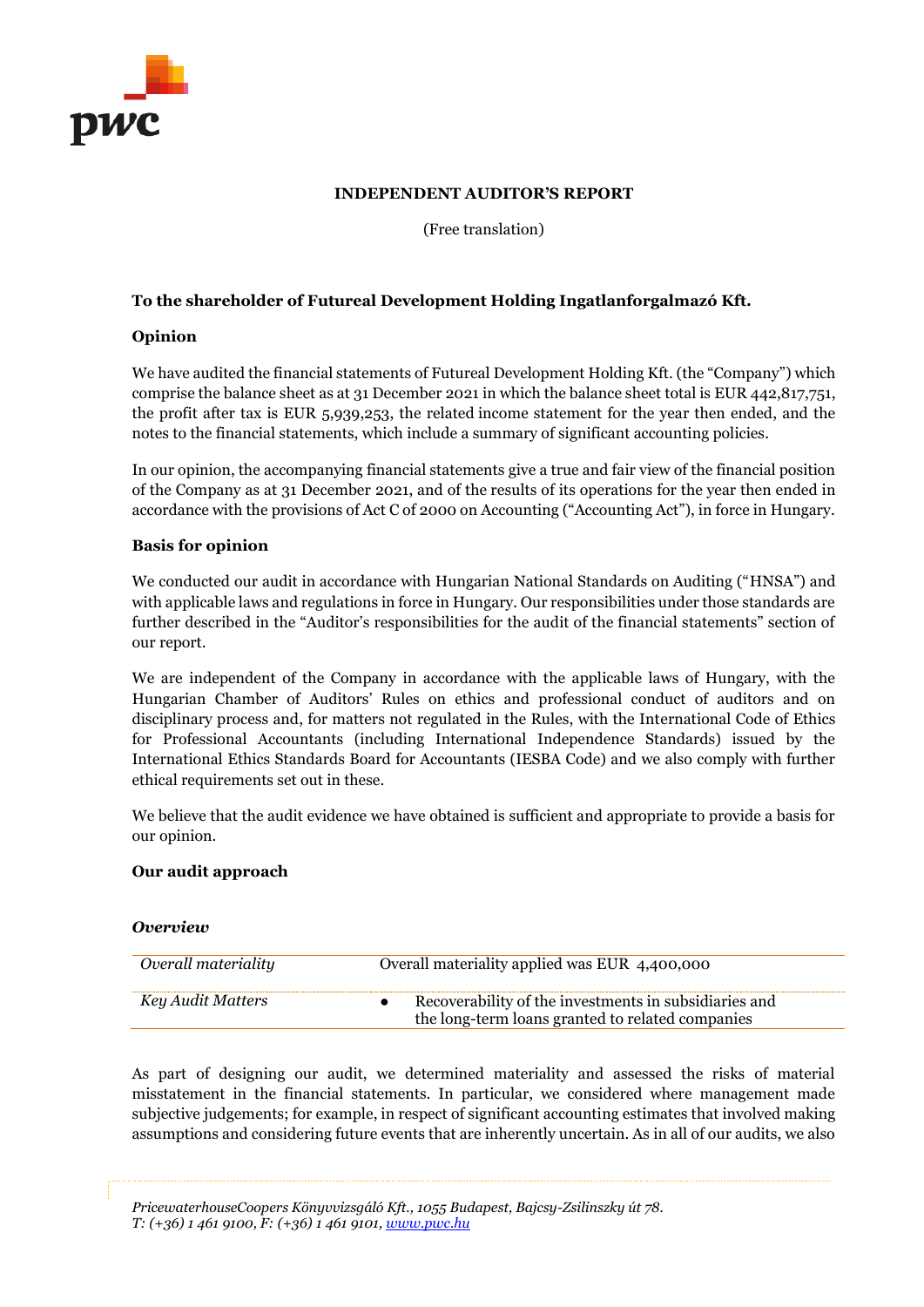# INDEPENDENT AUDITOR'S REPORT

(Free translation)

**To the shareholder of Futureal Development Holding Ingatlanforgalmazó Kft.**

**Opinion**

We have audited the financial statements of Futureal Development Holding Kft. (the "Company") which comprise the balance sheet as at 31 December 2021 in which the balance sheet total is EUR 442,817,751, the profit after tax is EUR 5,939,253, the related income statement for the year then ended, and the notes to the financial statements, which include a summary of significant accounting policies.

In our opinion, the accompanying financial statements give a true and fair view of the financial position of the Company as at 31 December 2021, and of the results of its operations for the year then ended in accordance with the provisions of Act C of 2000 on Accounting ("Accounting Act"), in force in Hungary.

**Basis for opinion**

We conducted our audit in accordance with Hungarian National Standards on Auditing ("HNSA") and with applicable laws and regulations in force in Hungary. Our responsibilities under those standards are further described in the "Auditor's responsibilities for the audit of the financial statements" section of our report.

We are independent of the Company in accordance with the applicable laws of Hungary, with the Hungarian Chamber of Auditors' Rules on ethics and professional conduct of auditors and on disciplinary process and, for matters not regulated in the Rules, with the International Code of Ethics for Professional Accountants (including International Independence Standards) issued by the International Ethics Standards Board for Accountants (IESBA Code) and we also comply with further ethical requirements set out in these.

We believe that the audit evidence we have obtained is sufficient and appropriate to provide a basis for our opinion.

**Our audit approach**

***Overview***

| | |
|---|---|
| *Overall materiality* | Overall materiality applied was EUR 4,400,000 |
| *Key Audit Matters* | • Recoverability of the investments in subsidiaries and the long-term loans granted to related companies |

As part of designing our audit, we determined materiality and assessed the risks of material misstatement in the financial statements. In particular, we considered where management made subjective judgements; for example, in respect of significant accounting estimates that involved making assumptions and considering future events that are inherently uncertain. As in all of our audits, we also

*PricewaterhouseCoopers Könyvvizsgáló Kft., 1055 Budapest, Bajcsy-Zsilinszky út 78.*
*T: (+36) 1 461 9100, F: (+36) 1 461 9101, www.pwc.hu*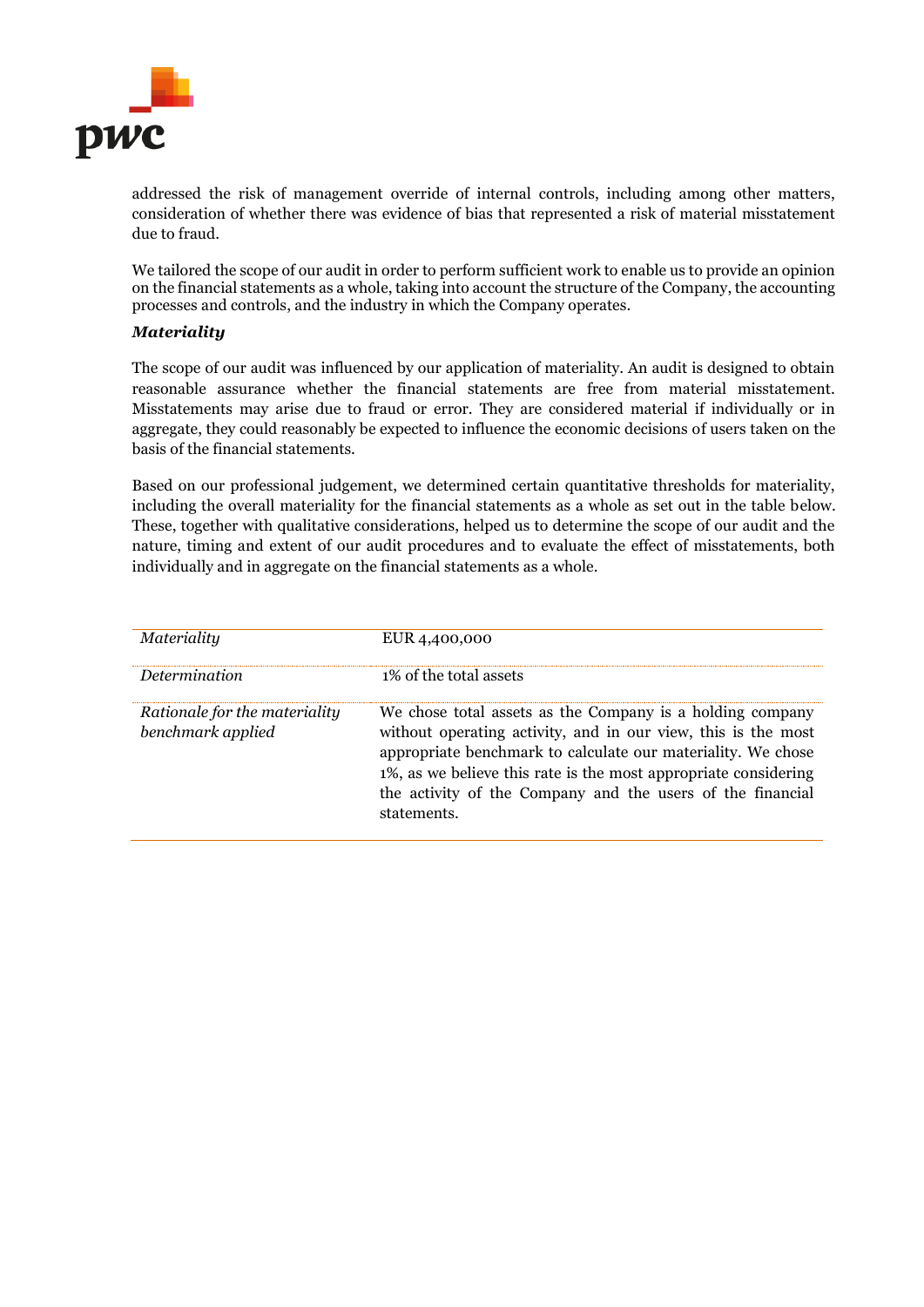addressed the risk of management override of internal controls, including among other matters, consideration of whether there was evidence of bias that represented a risk of material misstatement due to fraud.

We tailored the scope of our audit in order to perform sufficient work to enable us to provide an opinion on the financial statements as a whole, taking into account the structure of the Company, the accounting processes and controls, and the industry in which the Company operates.

***Materiality***

The scope of our audit was influenced by our application of materiality. An audit is designed to obtain reasonable assurance whether the financial statements are free from material misstatement. Misstatements may arise due to fraud or error. They are considered material if individually or in aggregate, they could reasonably be expected to influence the economic decisions of users taken on the basis of the financial statements.

Based on our professional judgement, we determined certain quantitative thresholds for materiality, including the overall materiality for the financial statements as a whole as set out in the table below. These, together with qualitative considerations, helped us to determine the scope of our audit and the nature, timing and extent of our audit procedures and to evaluate the effect of misstatements, both individually and in aggregate on the financial statements as a whole.

| | |
|---|---|
| *Materiality* | EUR 4,400,000 |
| *Determination* | 1% of the total assets |
| *Rationale for the materiality benchmark applied* | We chose total assets as the Company is a holding company without operating activity, and in our view, this is the most appropriate benchmark to calculate our materiality. We chose 1%, as we believe this rate is the most appropriate considering the activity of the Company and the users of the financial statements. |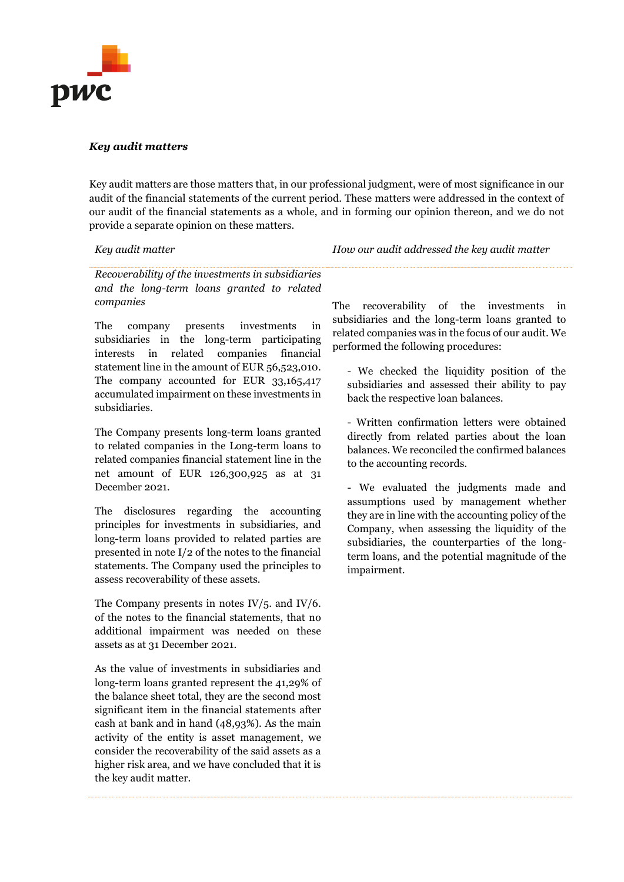### *Key audit matters*

Key audit matters are those matters that, in our professional judgment, were of most significance in our audit of the financial statements of the current period. These matters were addressed in the context of our audit of the financial statements as a whole, and in forming our opinion thereon, and we do not provide a separate opinion on these matters.

| *Key audit matter* | *How our audit addressed the key audit matter* |
|---|---|
| *Recoverability of the investments in subsidiaries and the long-term loans granted to related companies*<br><br>The company presents investments in subsidiaries in the long-term participating interests in related companies financial statement line in the amount of EUR 56,523,010. The company accounted for EUR 33,165,417 accumulated impairment on these investments in subsidiaries.<br><br>The Company presents long-term loans granted to related companies in the Long-term loans to related companies financial statement line in the net amount of EUR 126,300,925 as at 31 December 2021.<br><br>The disclosures regarding the accounting principles for investments in subsidiaries, and long-term loans provided to related parties are presented in note I/2 of the notes to the financial statements. The Company used the principles to assess recoverability of these assets.<br><br>The Company presents in notes IV/5. and IV/6. of the notes to the financial statements, that no additional impairment was needed on these assets as at 31 December 2021.<br><br>As the value of investments in subsidiaries and long-term loans granted represent the 41,29% of the balance sheet total, they are the second most significant item in the financial statements after cash at bank and in hand (48,93%). As the main activity of the entity is asset management, we consider the recoverability of the said assets as a higher risk area, and we have concluded that it is the key audit matter. | The recoverability of the investments in subsidiaries and the long-term loans granted to related companies was in the focus of our audit. We performed the following procedures:<br><br>- We checked the liquidity position of the subsidiaries and assessed their ability to pay back the respective loan balances.<br><br>- Written confirmation letters were obtained directly from related parties about the loan balances. We reconciled the confirmed balances to the accounting records.<br><br>- We evaluated the judgments made and assumptions used by management whether they are in line with the accounting policy of the Company, when assessing the liquidity of the subsidiaries, the counterparties of the long-term loans, and the potential magnitude of the impairment. |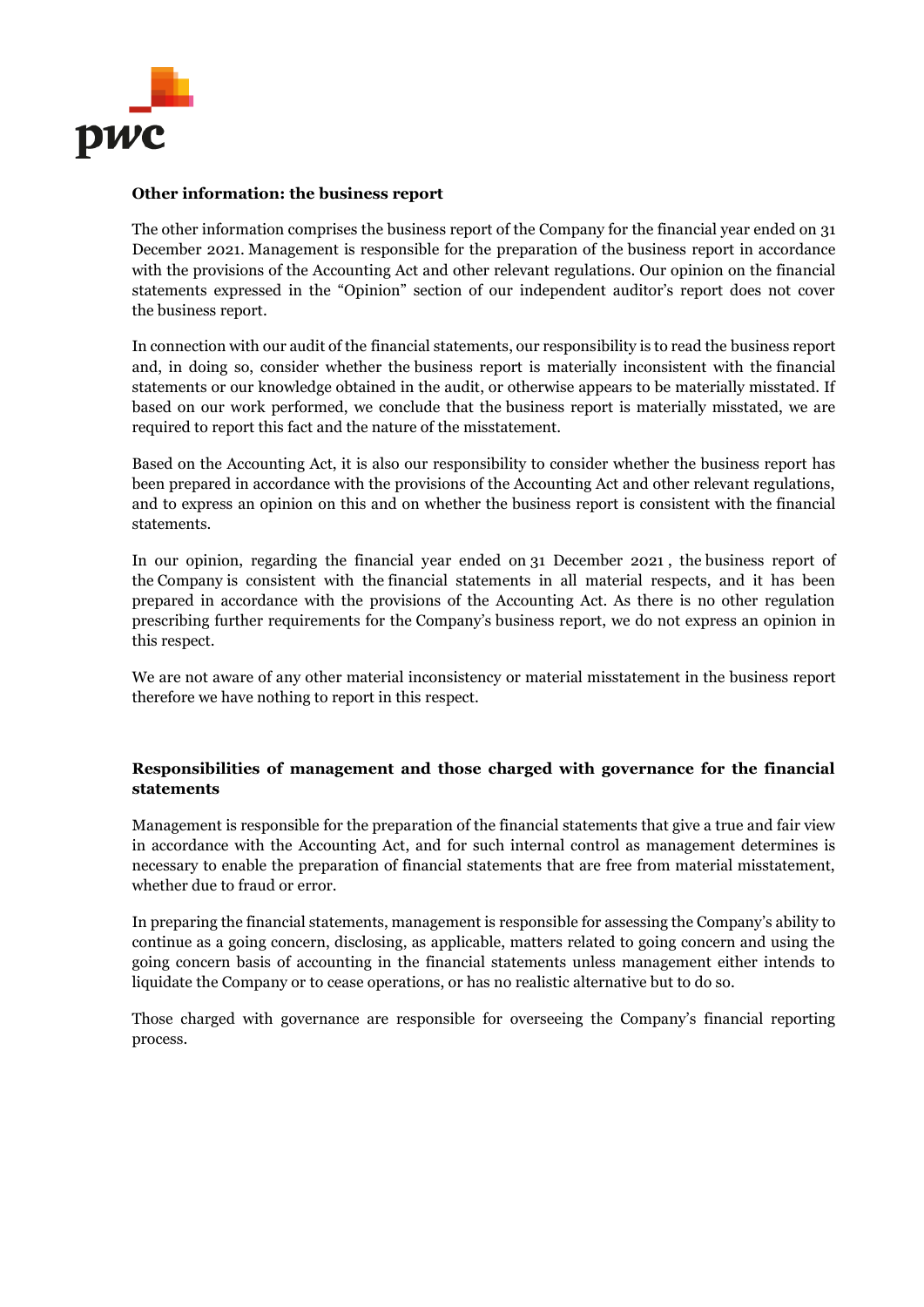**Other information: the business report**

The other information comprises the business report of the Company for the financial year ended on 31 December 2021. Management is responsible for the preparation of the business report in accordance with the provisions of the Accounting Act and other relevant regulations. Our opinion on the financial statements expressed in the "Opinion" section of our independent auditor's report does not cover the business report.

In connection with our audit of the financial statements, our responsibility is to read the business report and, in doing so, consider whether the business report is materially inconsistent with the financial statements or our knowledge obtained in the audit, or otherwise appears to be materially misstated. If based on our work performed, we conclude that the business report is materially misstated, we are required to report this fact and the nature of the misstatement.

Based on the Accounting Act, it is also our responsibility to consider whether the business report has been prepared in accordance with the provisions of the Accounting Act and other relevant regulations, and to express an opinion on this and on whether the business report is consistent with the financial statements.

In our opinion, regarding the financial year ended on 31 December 2021 , the business report of the Company is consistent with the financial statements in all material respects, and it has been prepared in accordance with the provisions of the Accounting Act. As there is no other regulation prescribing further requirements for the Company's business report, we do not express an opinion in this respect.

We are not aware of any other material inconsistency or material misstatement in the business report therefore we have nothing to report in this respect.

**Responsibilities of management and those charged with governance for the financial statements**

Management is responsible for the preparation of the financial statements that give a true and fair view in accordance with the Accounting Act, and for such internal control as management determines is necessary to enable the preparation of financial statements that are free from material misstatement, whether due to fraud or error.

In preparing the financial statements, management is responsible for assessing the Company's ability to continue as a going concern, disclosing, as applicable, matters related to going concern and using the going concern basis of accounting in the financial statements unless management either intends to liquidate the Company or to cease operations, or has no realistic alternative but to do so.

Those charged with governance are responsible for overseeing the Company's financial reporting process.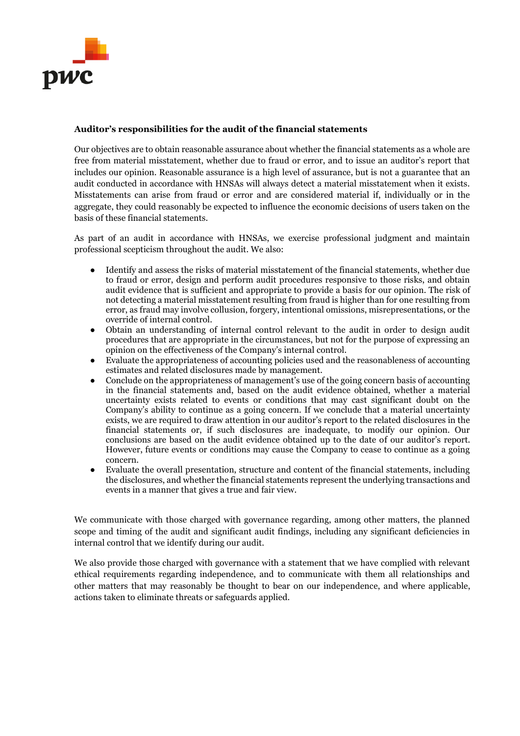**Auditor's responsibilities for the audit of the financial statements**

Our objectives are to obtain reasonable assurance about whether the financial statements as a whole are free from material misstatement, whether due to fraud or error, and to issue an auditor's report that includes our opinion. Reasonable assurance is a high level of assurance, but is not a guarantee that an audit conducted in accordance with HNSAs will always detect a material misstatement when it exists. Misstatements can arise from fraud or error and are considered material if, individually or in the aggregate, they could reasonably be expected to influence the economic decisions of users taken on the basis of these financial statements.

As part of an audit in accordance with HNSAs, we exercise professional judgment and maintain professional scepticism throughout the audit. We also:

- Identify and assess the risks of material misstatement of the financial statements, whether due to fraud or error, design and perform audit procedures responsive to those risks, and obtain audit evidence that is sufficient and appropriate to provide a basis for our opinion. The risk of not detecting a material misstatement resulting from fraud is higher than for one resulting from error, as fraud may involve collusion, forgery, intentional omissions, misrepresentations, or the override of internal control.
- Obtain an understanding of internal control relevant to the audit in order to design audit procedures that are appropriate in the circumstances, but not for the purpose of expressing an opinion on the effectiveness of the Company's internal control.
- Evaluate the appropriateness of accounting policies used and the reasonableness of accounting estimates and related disclosures made by management.
- Conclude on the appropriateness of management's use of the going concern basis of accounting in the financial statements and, based on the audit evidence obtained, whether a material uncertainty exists related to events or conditions that may cast significant doubt on the Company's ability to continue as a going concern. If we conclude that a material uncertainty exists, we are required to draw attention in our auditor's report to the related disclosures in the financial statements or, if such disclosures are inadequate, to modify our opinion. Our conclusions are based on the audit evidence obtained up to the date of our auditor's report. However, future events or conditions may cause the Company to cease to continue as a going concern.
- Evaluate the overall presentation, structure and content of the financial statements, including the disclosures, and whether the financial statements represent the underlying transactions and events in a manner that gives a true and fair view.

We communicate with those charged with governance regarding, among other matters, the planned scope and timing of the audit and significant audit findings, including any significant deficiencies in internal control that we identify during our audit.

We also provide those charged with governance with a statement that we have complied with relevant ethical requirements regarding independence, and to communicate with them all relationships and other matters that may reasonably be thought to bear on our independence, and where applicable, actions taken to eliminate threats or safeguards applied.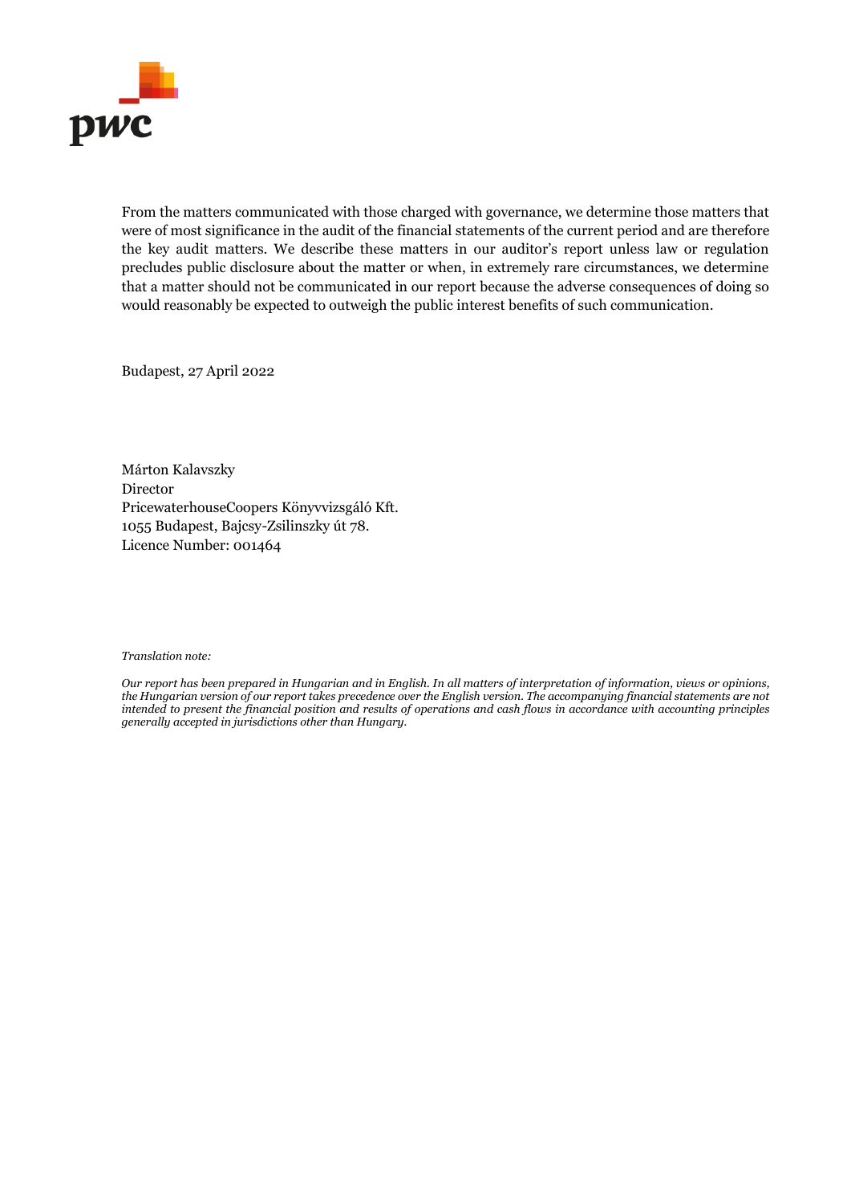From the matters communicated with those charged with governance, we determine those matters that were of most significance in the audit of the financial statements of the current period and are therefore the key audit matters. We describe these matters in our auditor's report unless law or regulation precludes public disclosure about the matter or when, in extremely rare circumstances, we determine that a matter should not be communicated in our report because the adverse consequences of doing so would reasonably be expected to outweigh the public interest benefits of such communication.

Budapest, 27 April 2022

Márton Kalavszky
Director
PricewaterhouseCoopers Könyvvizsgáló Kft.
1055 Budapest, Bajcsy-Zsilinszky út 78.
Licence Number: 001464

*Translation note:*

*Our report has been prepared in Hungarian and in English. In all matters of interpretation of information, views or opinions, the Hungarian version of our report takes precedence over the English version. The accompanying financial statements are not intended to present the financial position and results of operations and cash flows in accordance with accounting principles generally accepted in jurisdictions other than Hungary.*